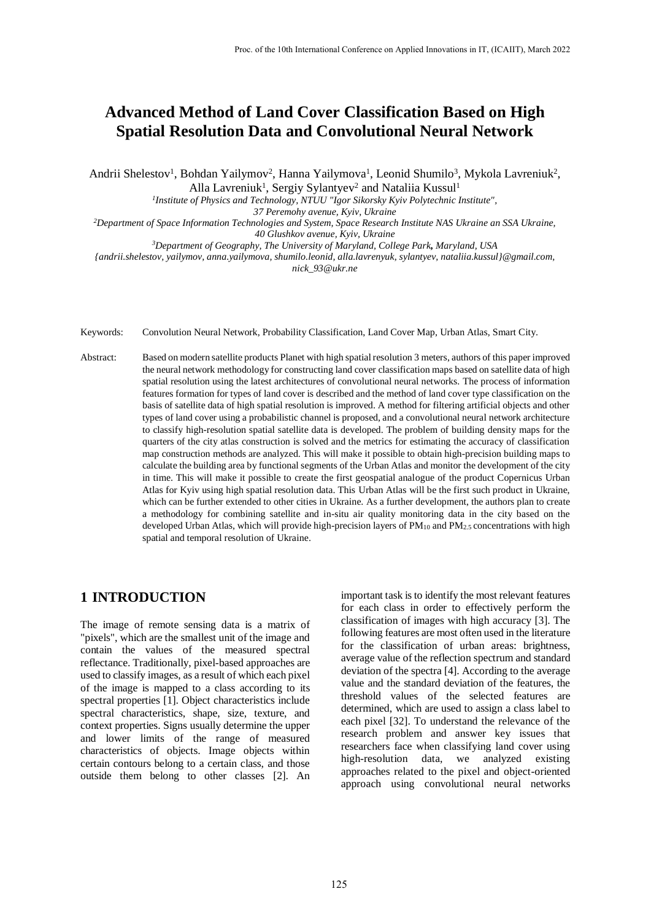# Advanced Method of Land Cover Classification Based on High Spatial Resolution Data and Convolutional Neural Network

Andrii Shelestov[1], Bohdan Yailymov[2], Hanna Yailymova[1], Leonid Shumilo[3], Mykola Lavreniuk[2], Alla Lavreniuk[1], Sergiy Sylantyev[2] and Nataliia Kussul[1]

[1] *Institute of Physics and Technology, NTUU "Igor Sikorsky Kyiv Polytechnic Institute", 37 Peremohy avenue, Kyiv, Ukraine*

[2] *Department of Space Information Technologies and System, Space Research Institute NAS Ukraine an SSA Ukraine, 40 Glushkov avenue, Kyiv, Ukraine*

[3] *Department of Geography, The University of Maryland, College Park, Maryland, USA*

*{andrii.shelestov, yailymov, anna.yailymova, shumilo.leonid, alla.lavrenyuk, sylantyev, nataliia.kussul}@gmail.com, nick_93@ukr.ne*

Keywords: Convolution Neural Network, Probability Classification, Land Cover Map, Urban Atlas, Smart City.

Abstract: Based on modern satellite products Planet with high spatial resolution 3 meters, authors of this paper improved the neural network methodology for constructing land cover classification maps based on satellite data of high spatial resolution using the latest architectures of convolutional neural networks. The process of information features formation for types of land cover is described and the method of land cover type classification on the basis of satellite data of high spatial resolution is improved. A method for filtering artificial objects and other types of land cover using a probabilistic channel is proposed, and a convolutional neural network architecture to classify high-resolution spatial satellite data is developed. The problem of building density maps for the quarters of the city atlas construction is solved and the metrics for estimating the accuracy of classification map construction methods are analyzed. This will make it possible to obtain high-precision building maps to calculate the building area by functional segments of the Urban Atlas and monitor the development of the city in time. This will make it possible to create the first geospatial analogue of the product Copernicus Urban Atlas for Kyiv using high spatial resolution data. This Urban Atlas will be the first such product in Ukraine, which can be further extended to other cities in Ukraine. As a further development, the authors plan to create a methodology for combining satellite and in-situ air quality monitoring data in the city based on the developed Urban Atlas, which will provide high-precision layers of $PM_{10}$ and $PM_{2.5}$ concentrations with high spatial and temporal resolution of Ukraine.

## 1 INTRODUCTION

The image of remote sensing data is a matrix of "pixels", which are the smallest unit of the image and contain the values of the measured spectral reflectance. Traditionally, pixel-based approaches are used to classify images, as a result of which each pixel of the image is mapped to a class according to its spectral properties [1]. Object characteristics include spectral characteristics, shape, size, texture, and context properties. Signs usually determine the upper and lower limits of the range of measured characteristics of objects. Image objects within certain contours belong to a certain class, and those outside them belong to other classes [2]. An important task is to identify the most relevant features for each class in order to effectively perform the classification of images with high accuracy [3]. The following features are most often used in the literature for the classification of urban areas: brightness, average value of the reflection spectrum and standard deviation of the spectra [4]. According to the average value and the standard deviation of the features, the threshold values of the selected features are determined, which are used to assign a class label to each pixel [32]. To understand the relevance of the research problem and answer key issues that researchers face when classifying land cover using high-resolution data, we analyzed existing approaches related to the pixel and object-oriented approach using convolutional neural networks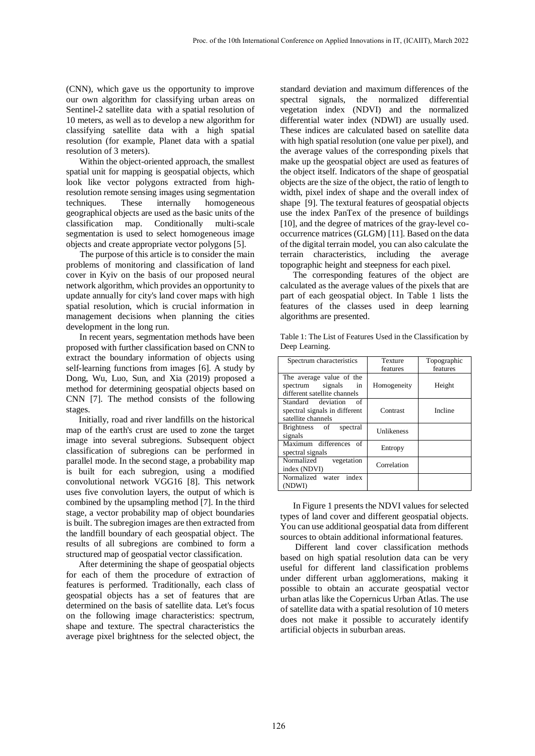(CNN), which gave us the opportunity to improve our own algorithm for classifying urban areas on Sentinel-2 satellite data with a spatial resolution of 10 meters, as well as to develop a new algorithm for classifying satellite data with a high spatial resolution (for example, Planet data with a spatial resolution of 3 meters).

Within the object-oriented approach, the smallest spatial unit for mapping is geospatial objects, which look like vector polygons extracted from high-resolution remote sensing images using segmentation techniques. These internally homogeneous geographical objects are used as the basic units of the classification map. Conditionally multi-scale segmentation is used to select homogeneous image objects and create appropriate vector polygons [5].

The purpose of this article is to consider the main problems of monitoring and classification of land cover in Kyiv on the basis of our proposed neural network algorithm, which provides an opportunity to update annually for city's land cover maps with high spatial resolution, which is crucial information in management decisions when planning the cities development in the long run.

In recent years, segmentation methods have been proposed with further classification based on CNN to extract the boundary information of objects using self-learning functions from images [6]. A study by Dong, Wu, Luo, Sun, and Xia (2019) proposed a method for determining geospatial objects based on CNN [7]. The method consists of the following stages.

Initially, road and river landfills on the historical map of the earth's crust are used to zone the target image into several subregions. Subsequent object classification of subregions can be performed in parallel mode. In the second stage, a probability map is built for each subregion, using a modified convolutional network VGG16 [8]. This network uses five convolution layers, the output of which is combined by the upsampling method [7]. In the third stage, a vector probability map of object boundaries is built. The subregion images are then extracted from the landfill boundary of each geospatial object. The results of all subregions are combined to form a structured map of geospatial vector classification.

After determining the shape of geospatial objects for each of them the procedure of extraction of features is performed. Traditionally, each class of geospatial objects has a set of features that are determined on the basis of satellite data. Let's focus on the following image characteristics: spectrum, shape and texture. The spectral characteristics the average pixel brightness for the selected object, the standard deviation and maximum differences of the spectral signals, the normalized differential vegetation index (NDVI) and the normalized differential water index (NDWI) are usually used. These indices are calculated based on satellite data with high spatial resolution (one value per pixel), and the average values of the corresponding pixels that make up the geospatial object are used as features of the object itself. Indicators of the shape of geospatial objects are the size of the object, the ratio of length to width, pixel index of shape and the overall index of shape [9]. The textural features of geospatial objects use the index PanTex of the presence of buildings [10], and the degree of matrices of the gray-level co-occurrence matrices (GLGM) [11]. Based on the data of the digital terrain model, you can also calculate the terrain characteristics, including the average topographic height and steepness for each pixel.

The corresponding features of the object are calculated as the average values of the pixels that are part of each geospatial object. In Table 1 lists the features of the classes used in deep learning algorithms are presented.

Table 1: The List of Features Used in the Classification by Deep Learning.

| Spectrum characteristics | Texture features | Topographic features |
|---|---|---|
| The average value of the spectrum signals in different satellite channels | Homogeneity | Height |
| Standard deviation of spectral signals in different satellite channels | Contrast | Incline |
| Brightness of spectral signals | Unlikeness | |
| Maximum differences of spectral signals | Entropy | |
| Normalized vegetation index (NDVI) | Correlation | |
| Normalized water index (NDWI) | | |

In Figure 1 presents the NDVI values for selected types of land cover and different geospatial objects. You can use additional geospatial data from different sources to obtain additional informational features.

Different land cover classification methods based on high spatial resolution data can be very useful for different land classification problems under different urban agglomerations, making it possible to obtain an accurate geospatial vector urban atlas like the Copernicus Urban Atlas. The use of satellite data with a spatial resolution of 10 meters does not make it possible to accurately identify artificial objects in suburban areas.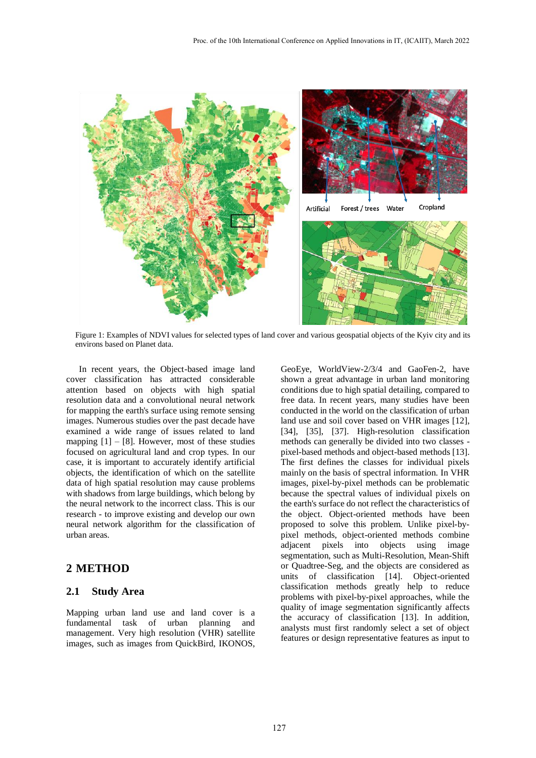Figure 1: Examples of NDVI values for selected types of land cover and various geospatial objects of the Kyiv city and its environs based on Planet data.

In recent years, the Object-based image land cover classification has attracted considerable attention based on objects with high spatial resolution data and a convolutional neural network for mapping the earth's surface using remote sensing images. Numerous studies over the past decade have examined a wide range of issues related to land mapping [1] – [8]. However, most of these studies focused on agricultural land and crop types. In our case, it is important to accurately identify artificial objects, the identification of which on the satellite data of high spatial resolution may cause problems with shadows from large buildings, which belong by the neural network to the incorrect class. This is our research - to improve existing and develop our own neural network algorithm for the classification of urban areas.

## 2 METHOD

### 2.1 Study Area

Mapping urban land use and land cover is a fundamental task of urban planning and management. Very high resolution (VHR) satellite images, such as images from QuickBird, IKONOS, GeoEye, WorldView-2/3/4 and GaoFen-2, have shown a great advantage in urban land monitoring conditions due to high spatial detailing, compared to free data. In recent years, many studies have been conducted in the world on the classification of urban land use and soil cover based on VHR images [12], [34], [35], [37]. High-resolution classification methods can generally be divided into two classes - pixel-based methods and object-based methods [13]. The first defines the classes for individual pixels mainly on the basis of spectral information. In VHR images, pixel-by-pixel methods can be problematic because the spectral values of individual pixels on the earth's surface do not reflect the characteristics of the object. Object-oriented methods have been proposed to solve this problem. Unlike pixel-by-pixel methods, object-oriented methods combine adjacent pixels into objects using image segmentation, such as Multi-Resolution, Mean-Shift or Quadtree-Seg, and the objects are considered as units of classification [14]. Object-oriented classification methods greatly help to reduce problems with pixel-by-pixel approaches, while the quality of image segmentation significantly affects the accuracy of classification [13]. In addition, analysts must first randomly select a set of object features or design representative features as input to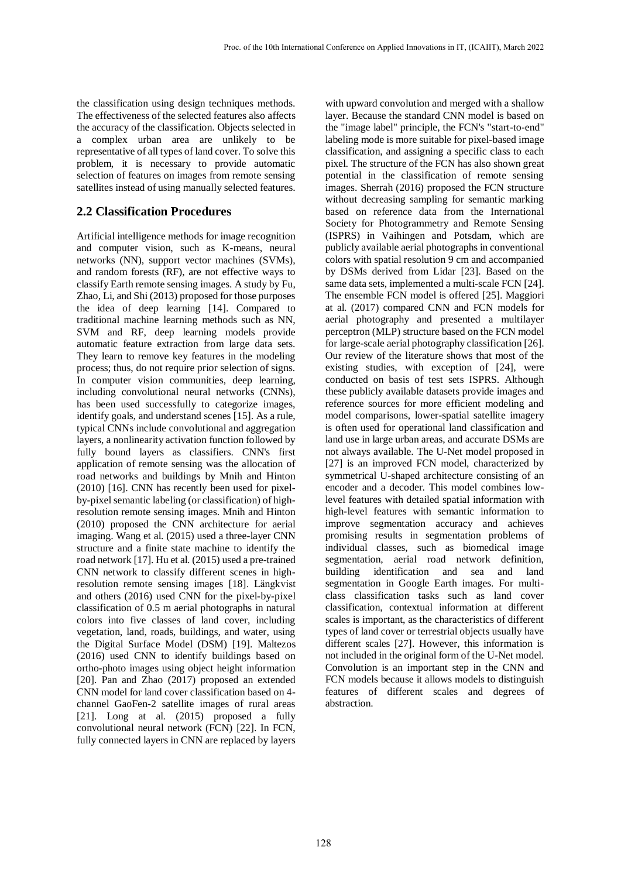the classification using design techniques methods. The effectiveness of the selected features also affects the accuracy of the classification. Objects selected in a complex urban area are unlikely to be representative of all types of land cover. To solve this problem, it is necessary to provide automatic selection of features on images from remote sensing satellites instead of using manually selected features.

## 2.2 Classification Procedures

Artificial intelligence methods for image recognition and computer vision, such as K-means, neural networks (NN), support vector machines (SVMs), and random forests (RF), are not effective ways to classify Earth remote sensing images. A study by Fu, Zhao, Li, and Shi (2013) proposed for those purposes the idea of deep learning [14]. Compared to traditional machine learning methods such as NN, SVM and RF, deep learning models provide automatic feature extraction from large data sets. They learn to remove key features in the modeling process; thus, do not require prior selection of signs. In computer vision communities, deep learning, including convolutional neural networks (CNNs), has been used successfully to categorize images, identify goals, and understand scenes [15]. As a rule, typical CNNs include convolutional and aggregation layers, a nonlinearity activation function followed by fully bound layers as classifiers. CNN's first application of remote sensing was the allocation of road networks and buildings by Mnih and Hinton (2010) [16]. CNN has recently been used for pixel-by-pixel semantic labeling (or classification) of high-resolution remote sensing images. Mnih and Hinton (2010) proposed the CNN architecture for aerial imaging. Wang et al. (2015) used a three-layer CNN structure and a finite state machine to identify the road network [17]. Hu et al. (2015) used a pre-trained CNN network to classify different scenes in high-resolution remote sensing images [18]. Längkvist and others (2016) used CNN for the pixel-by-pixel classification of 0.5 m aerial photographs in natural colors into five classes of land cover, including vegetation, land, roads, buildings, and water, using the Digital Surface Model (DSM) [19]. Maltezos (2016) used CNN to identify buildings based on ortho-photo images using object height information [20]. Pan and Zhao (2017) proposed an extended CNN model for land cover classification based on 4-channel GaoFen-2 satellite images of rural areas [21]. Long at al. (2015) proposed a fully convolutional neural network (FCN) [22]. In FCN, fully connected layers in CNN are replaced by layers with upward convolution and merged with a shallow layer. Because the standard CNN model is based on the "image label" principle, the FCN's "start-to-end" labeling mode is more suitable for pixel-based image classification, and assigning a specific class to each pixel. The structure of the FCN has also shown great potential in the classification of remote sensing images. Sherrah (2016) proposed the FCN structure without decreasing sampling for semantic marking based on reference data from the International Society for Photogrammetry and Remote Sensing (ISPRS) in Vaihingen and Potsdam, which are publicly available aerial photographs in conventional colors with spatial resolution 9 cm and accompanied by DSMs derived from Lidar [23]. Based on the same data sets, implemented a multi-scale FCN [24]. The ensemble FCN model is offered [25]. Maggiori at al. (2017) compared CNN and FCN models for aerial photography and presented a multilayer perceptron (MLP) structure based on the FCN model for large-scale aerial photography classification [26]. Our review of the literature shows that most of the existing studies, with exception of [24], were conducted on basis of test sets ISPRS. Although these publicly available datasets provide images and reference sources for more efficient modeling and model comparisons, lower-spatial satellite imagery is often used for operational land classification and land use in large urban areas, and accurate DSMs are not always available. The U-Net model proposed in [27] is an improved FCN model, characterized by symmetrical U-shaped architecture consisting of an encoder and a decoder. This model combines low-level features with detailed spatial information with high-level features with semantic information to improve segmentation accuracy and achieves promising results in segmentation problems of individual classes, such as biomedical image segmentation, aerial road network definition, building identification and sea and land segmentation in Google Earth images. For multi-class classification tasks such as land cover classification, contextual information at different scales is important, as the characteristics of different types of land cover or terrestrial objects usually have different scales [27]. However, this information is not included in the original form of the U-Net model. Convolution is an important step in the CNN and FCN models because it allows models to distinguish features of different scales and degrees of abstraction.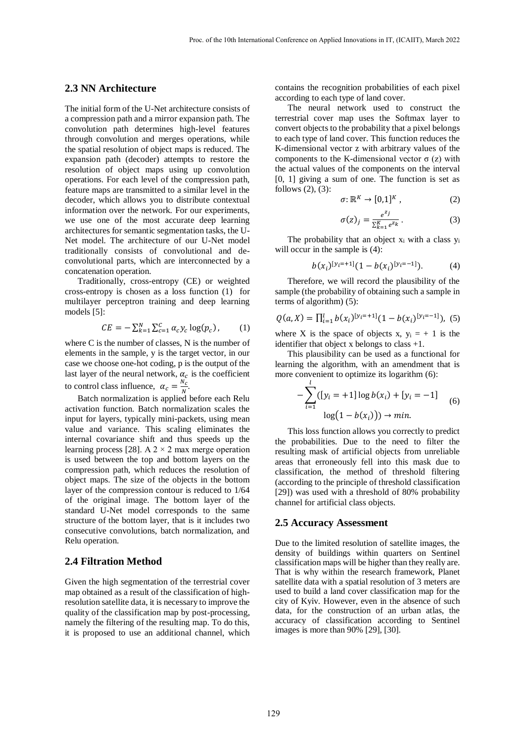## 2.3 NN Architecture

The initial form of the U-Net architecture consists of a compression path and a mirror expansion path. The convolution path determines high-level features through convolution and merges operations, while the spatial resolution of object maps is reduced. The expansion path (decoder) attempts to restore the resolution of object maps using up convolution operations. For each level of the compression path, feature maps are transmitted to a similar level in the decoder, which allows you to distribute contextual information over the network. For our experiments, we use one of the most accurate deep learning architectures for semantic segmentation tasks, the U-Net model. The architecture of our U-Net model traditionally consists of convolutional and de-convolutional parts, which are interconnected by a concatenation operation.

Traditionally, cross-entropy (CE) or weighted cross-entropy is chosen as a loss function (1) for multilayer perceptron training and deep learning models [5]:

$$CE = -\sum_{k=1}^{N}\sum_{c=1}^{C} \alpha_c y_c \log(p_c), \qquad (1)$$

where C is the number of classes, N is the number of elements in the sample, y is the target vector, in our case we choose one-hot coding, p is the output of the last layer of the neural network, $\alpha_c$ is the coefficient to control class influence, $\alpha_c = \frac{N_c}{N}$.

Batch normalization is applied before each Relu activation function. Batch normalization scales the input for layers, typically mini-packets, using mean value and variance. This scaling eliminates the internal covariance shift and thus speeds up the learning process [28]. A $2 \times 2$ max merge operation is used between the top and bottom layers on the compression path, which reduces the resolution of object maps. The size of the objects in the bottom layer of the compression contour is reduced to 1/64 of the original image. The bottom layer of the standard U-Net model corresponds to the same structure of the bottom layer, that is it includes two consecutive convolutions, batch normalization, and Relu operation.

## 2.4 Filtration Method

Given the high segmentation of the terrestrial cover map obtained as a result of the classification of high-resolution satellite data, it is necessary to improve the quality of the classification map by post-processing, namely the filtering of the resulting map. To do this, it is proposed to use an additional channel, which contains the recognition probabilities of each pixel according to each type of land cover.

The neural network used to construct the terrestrial cover map uses the Softmax layer to convert objects to the probability that a pixel belongs to each type of land cover. This function reduces the K-dimensional vector z with arbitrary values of the components to the K-dimensional vector σ (z) with the actual values of the components on the interval [0, 1] giving a sum of one. The function is set as follows (2), (3):

$$\sigma: \mathbb{R}^K \to [0,1]^K, \qquad (2)$$

$$\sigma(z)_j = \frac{e^{z_j}}{\sum_{k=1}^{K} e^{z_k}}. \qquad (3)$$

The probability that an object $x_i$ with a class $y_i$ will occur in the sample is (4):

$$b(x_i)^{[y_i=+1]}(1 - b(x_i)^{[y_i=-1]}). \qquad (4)$$

Therefore, we will record the plausibility of the sample (the probability of obtaining such a sample in terms of algorithm) (5):

$$Q(a, X) = \prod_{i=1}^{l} b(x_i)^{[y_i=+1]}(1 - b(x_i)^{[y_i=-1]}), \qquad (5)$$

where X is the space of objects x, $y_i = +1$ is the identifier that object x belongs to class +1.

This plausibility can be used as a functional for learning the algorithm, with an amendment that is more convenient to optimize its logarithm (6):

$$-\sum_{i=1}^{l}([y_i = +1]\log b(x_i) + [y_i = -1] \log(1 - b(x_i))) \to min. \qquad (6)$$

This loss function allows you correctly to predict the probabilities. Due to the need to filter the resulting mask of artificial objects from unreliable areas that erroneously fell into this mask due to classification, the method of threshold filtering (according to the principle of threshold classification [29]) was used with a threshold of 80% probability channel for artificial class objects.

## 2.5 Accuracy Assessment

Due to the limited resolution of satellite images, the density of buildings within quarters on Sentinel classification maps will be higher than they really are. That is why within the research framework, Planet satellite data with a spatial resolution of 3 meters are used to build a land cover classification map for the city of Kyiv. However, even in the absence of such data, for the construction of an urban atlas, the accuracy of classification according to Sentinel images is more than 90% [29], [30].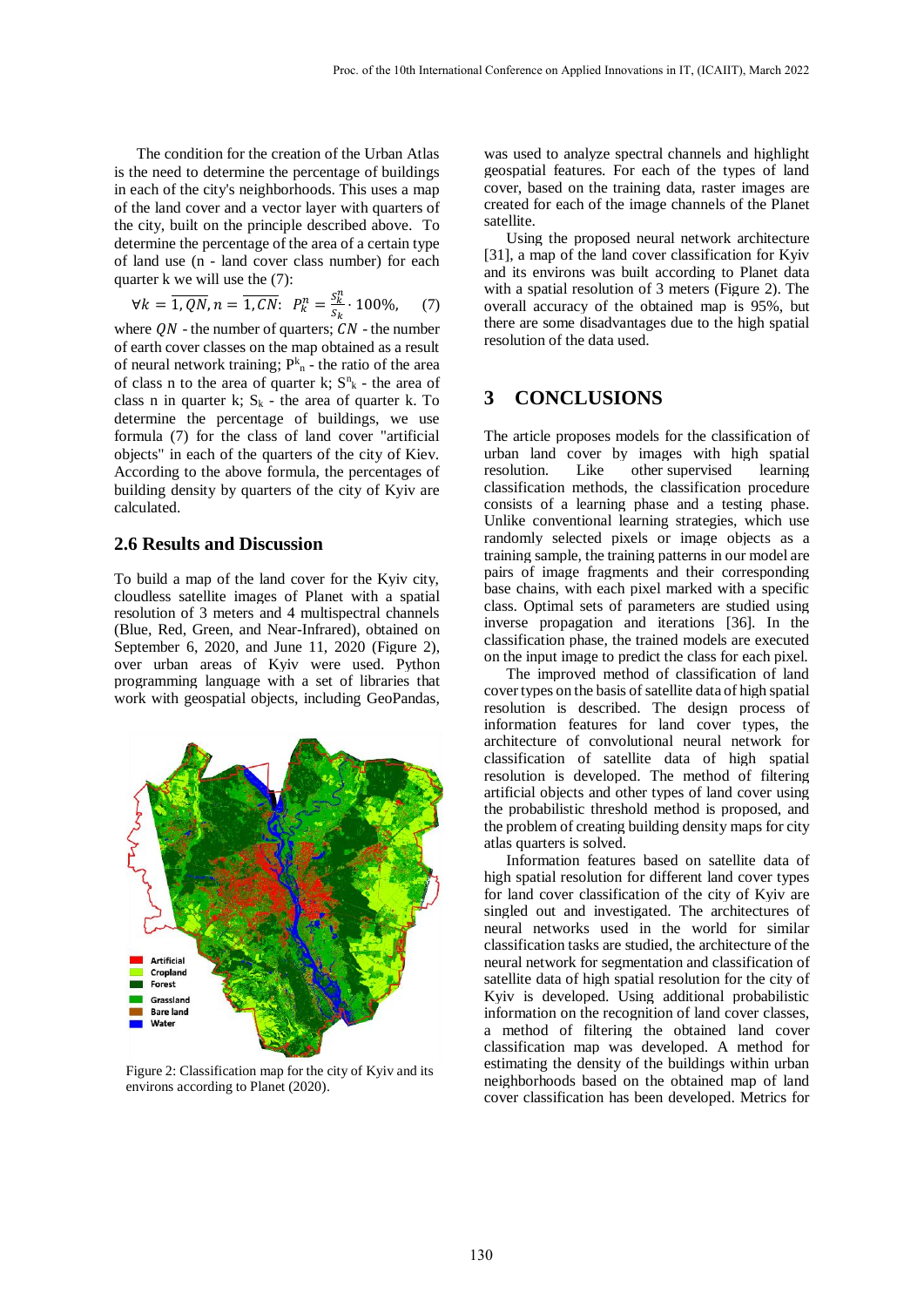The condition for the creation of the Urban Atlas is the need to determine the percentage of buildings in each of the city's neighborhoods. This uses a map of the land cover and a vector layer with quarters of the city, built on the principle described above. To determine the percentage of the area of a certain type of land use (n - land cover class number) for each quarter k we will use the (7):

$$\forall k = \overline{1, QN}, n = \overline{1, CN}: \; P_k^n = \frac{S_k^n}{S_k} \cdot 100\%, \quad (7)$$

where $QN$ - the number of quarters; $CN$ - the number of earth cover classes on the map obtained as a result of neural network training; $P^k_n$ - the ratio of the area of class n to the area of quarter k; $S^n_k$ - the area of class n in quarter k; $S_k$ - the area of quarter k. To determine the percentage of buildings, we use formula (7) for the class of land cover "artificial objects" in each of the quarters of the city of Kiev. According to the above formula, the percentages of building density by quarters of the city of Kyiv are calculated.

## 2.6 Results and Discussion

To build a map of the land cover for the Kyiv city, cloudless satellite images of Planet with a spatial resolution of 3 meters and 4 multispectral channels (Blue, Red, Green, and Near-Infrared), obtained on September 6, 2020, and June 11, 2020 (Figure 2), over urban areas of Kyiv were used. Python programming language with a set of libraries that work with geospatial objects, including GeoPandas, was used to analyze spectral channels and highlight geospatial features. For each of the types of land cover, based on the training data, raster images are created for each of the image channels of the Planet satellite.

Figure 2: Classification map for the city of Kyiv and its environs according to Planet (2020).

Using the proposed neural network architecture [31], a map of the land cover classification for Kyiv and its environs was built according to Planet data with a spatial resolution of 3 meters (Figure 2). The overall accuracy of the obtained map is 95%, but there are some disadvantages due to the high spatial resolution of the data used.

# 3 CONCLUSIONS

The article proposes models for the classification of urban land cover by images with high spatial resolution. Like other supervised learning classification methods, the classification procedure consists of a learning phase and a testing phase. Unlike conventional learning strategies, which use randomly selected pixels or image objects as a training sample, the training patterns in our model are pairs of image fragments and their corresponding base chains, with each pixel marked with a specific class. Optimal sets of parameters are studied using inverse propagation and iterations [36]. In the classification phase, the trained models are executed on the input image to predict the class for each pixel.

The improved method of classification of land cover types on the basis of satellite data of high spatial resolution is described. The design process of information features for land cover types, the architecture of convolutional neural network for classification of satellite data of high spatial resolution is developed. The method of filtering artificial objects and other types of land cover using the probabilistic threshold method is proposed, and the problem of creating building density maps for city atlas quarters is solved.

Information features based on satellite data of high spatial resolution for different land cover types for land cover classification of the city of Kyiv are singled out and investigated. The architectures of neural networks used in the world for similar classification tasks are studied, the architecture of the neural network for segmentation and classification of satellite data of high spatial resolution for the city of Kyiv is developed. Using additional probabilistic information on the recognition of land cover classes, a method of filtering the obtained land cover classification map was developed. A method for estimating the density of the buildings within urban neighborhoods based on the obtained map of land cover classification has been developed. Metrics for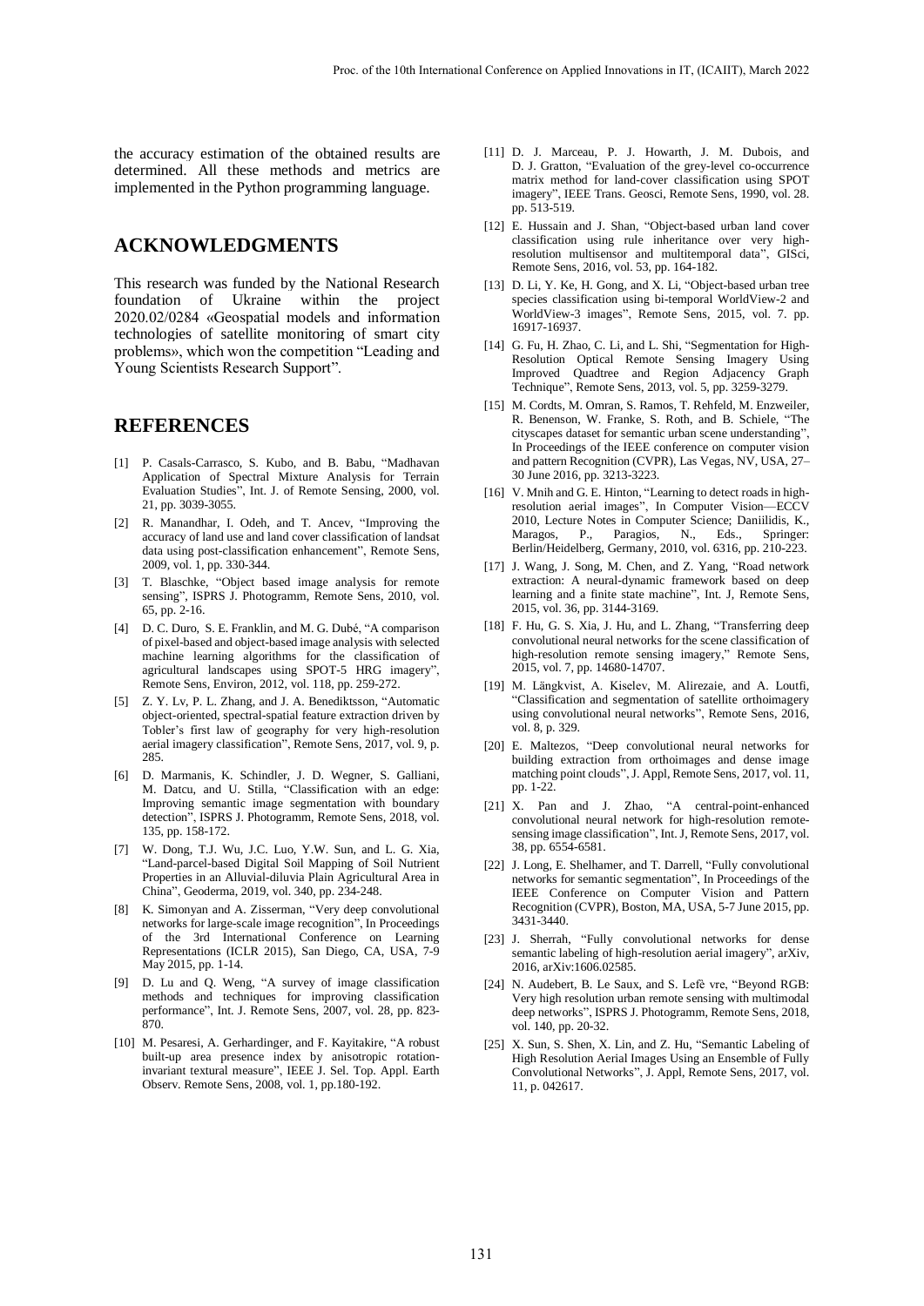the accuracy estimation of the obtained results are determined. All these methods and metrics are implemented in the Python programming language.

## ACKNOWLEDGMENTS

This research was funded by the National Research foundation of Ukraine within the project 2020.02/0284 «Geospatial models and information technologies of satellite monitoring of smart city problems», which won the competition "Leading and Young Scientists Research Support".

## REFERENCES

[1] P. Casals-Carrasco, S. Kubo, and B. Babu, "Madhavan Application of Spectral Mixture Analysis for Terrain Evaluation Studies", Int. J. of Remote Sensing, 2000, vol. 21, pp. 3039-3055.

[2] R. Manandhar, I. Odeh, and T. Ancev, "Improving the accuracy of land use and land cover classification of landsat data using post-classification enhancement", Remote Sens, 2009, vol. 1, pp. 330-344.

[3] T. Blaschke, "Object based image analysis for remote sensing", ISPRS J. Photogramm, Remote Sens, 2010, vol. 65, pp. 2-16.

[4] D. C. Duro, S. E. Franklin, and M. G. Dubé, "A comparison of pixel-based and object-based image analysis with selected machine learning algorithms for the classification of agricultural landscapes using SPOT-5 HRG imagery", Remote Sens, Environ, 2012, vol. 118, pp. 259-272.

[5] Z. Y. Lv, P. L. Zhang, and J. A. Benediktsson, "Automatic object-oriented, spectral-spatial feature extraction driven by Tobler's first law of geography for very high-resolution aerial imagery classification", Remote Sens, 2017, vol. 9, p. 285.

[6] D. Marmanis, K. Schindler, J. D. Wegner, S. Galliani, M. Datcu, and U. Stilla, "Classification with an edge: Improving semantic image segmentation with boundary detection", ISPRS J. Photogramm, Remote Sens, 2018, vol. 135, pp. 158-172.

[7] W. Dong, T.J. Wu, J.C. Luo, Y.W. Sun, and L. G. Xia, "Land-parcel-based Digital Soil Mapping of Soil Nutrient Properties in an Alluvial-diluvia Plain Agricultural Area in China", Geoderma, 2019, vol. 340, pp. 234-248.

[8] K. Simonyan and A. Zisserman, "Very deep convolutional networks for large-scale image recognition", In Proceedings of the 3rd International Conference on Learning Representations (ICLR 2015), San Diego, CA, USA, 7-9 May 2015, pp. 1-14.

[9] D. Lu and Q. Weng, "A survey of image classification methods and techniques for improving classification performance", Int. J. Remote Sens, 2007, vol. 28, pp. 823-870.

[10] M. Pesaresi, A. Gerhardinger, and F. Kayitakire, "A robust built-up area presence index by anisotropic rotation-invariant textural measure", IEEE J. Sel. Top. Appl. Earth Observ. Remote Sens, 2008, vol. 1, pp.180-192.

[11] D. J. Marceau, P. J. Howarth, J. M. Dubois, and D. J. Gratton, "Evaluation of the grey-level co-occurrence matrix method for land-cover classification using SPOT imagery", IEEE Trans. Geosci, Remote Sens, 1990, vol. 28. pp. 513-519.

[12] E. Hussain and J. Shan, "Object-based urban land cover classification using rule inheritance over very high-resolution multisensor and multitemporal data", GISci, Remote Sens, 2016, vol. 53, pp. 164-182.

[13] D. Li, Y. Ke, H. Gong, and X. Li, "Object-based urban tree species classification using bi-temporal WorldView-2 and WorldView-3 images", Remote Sens, 2015, vol. 7. pp. 16917-16937.

[14] G. Fu, H. Zhao, C. Li, and L. Shi, "Segmentation for High-Resolution Optical Remote Sensing Imagery Using Improved Quadtree and Region Adjacency Graph Technique", Remote Sens, 2013, vol. 5, pp. 3259-3279.

[15] M. Cordts, M. Omran, S. Ramos, T. Rehfeld, M. Enzweiler, R. Benenson, W. Franke, S. Roth, and B. Schiele, "The cityscapes dataset for semantic urban scene understanding", In Proceedings of the IEEE conference on computer vision and pattern Recognition (CVPR), Las Vegas, NV, USA, 27–30 June 2016, pp. 3213-3223.

[16] V. Mnih and G. E. Hinton, "Learning to detect roads in high-resolution aerial images", In Computer Vision—ECCV 2010, Lecture Notes in Computer Science; Daniilidis, K., Maragos, P., Paragios, N., Eds., Springer: Berlin/Heidelberg, Germany, 2010, vol. 6316, pp. 210-223.

[17] J. Wang, J. Song, M. Chen, and Z. Yang, "Road network extraction: A neural-dynamic framework based on deep learning and a finite state machine", Int. J, Remote Sens, 2015, vol. 36, pp. 3144-3169.

[18] F. Hu, G. S. Xia, J. Hu, and L. Zhang, "Transferring deep convolutional neural networks for the scene classification of high-resolution remote sensing imagery," Remote Sens, 2015, vol. 7, pp. 14680-14707.

[19] M. Längkvist, A. Kiselev, M. Alirezaie, and A. Loutfi, "Classification and segmentation of satellite orthoimagery using convolutional neural networks", Remote Sens, 2016, vol. 8, p. 329.

[20] E. Maltezos, "Deep convolutional neural networks for building extraction from orthoimages and dense image matching point clouds", J. Appl, Remote Sens, 2017, vol. 11, pp. 1-22.

[21] X. Pan and J. Zhao, "A central-point-enhanced convolutional neural network for high-resolution remote-sensing image classification", Int. J, Remote Sens, 2017, vol. 38, pp. 6554-6581.

[22] J. Long, E. Shelhamer, and T. Darrell, "Fully convolutional networks for semantic segmentation", In Proceedings of the IEEE Conference on Computer Vision and Pattern Recognition (CVPR), Boston, MA, USA, 5-7 June 2015, pp. 3431-3440.

[23] J. Sherrah, "Fully convolutional networks for dense semantic labeling of high-resolution aerial imagery", arXiv, 2016, arXiv:1606.02585.

[24] N. Audebert, B. Le Saux, and S. Lefè vre, "Beyond RGB: Very high resolution urban remote sensing with multimodal deep networks", ISPRS J. Photogramm, Remote Sens, 2018, vol. 140, pp. 20-32.

[25] X. Sun, S. Shen, X. Lin, and Z. Hu, "Semantic Labeling of High Resolution Aerial Images Using an Ensemble of Fully Convolutional Networks", J. Appl, Remote Sens, 2017, vol. 11, p. 042617.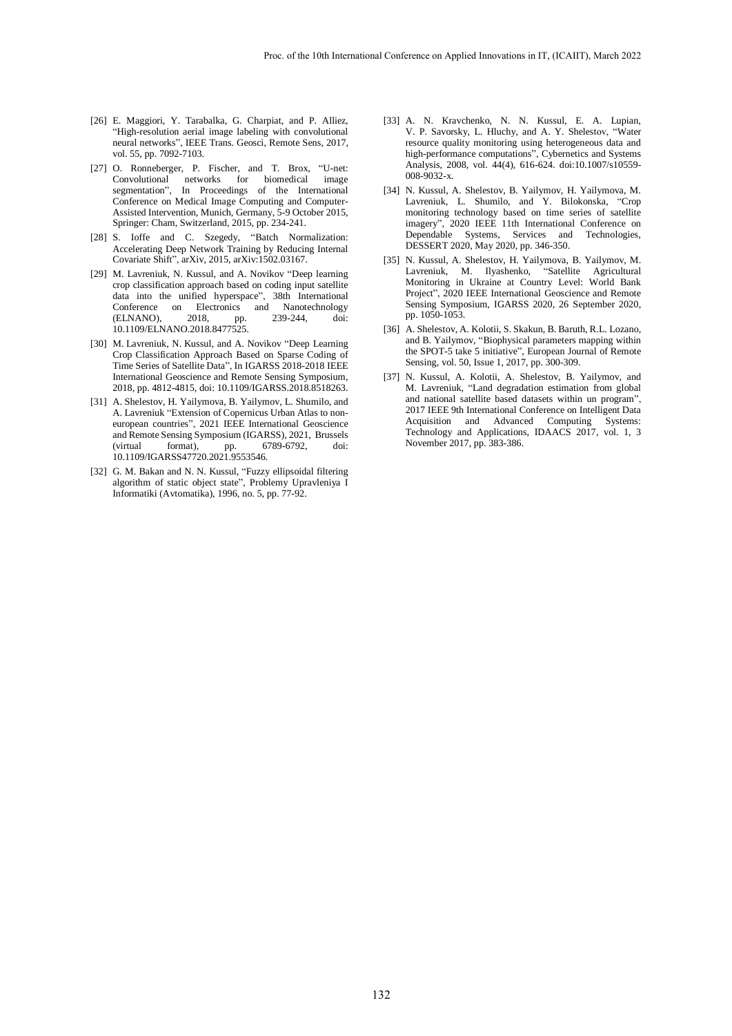[26] E. Maggiori, Y. Tarabalka, G. Charpiat, and P. Alliez, "High-resolution aerial image labeling with convolutional neural networks", IEEE Trans. Geosci, Remote Sens, 2017, vol. 55, pp. 7092-7103.

[27] O. Ronneberger, P. Fischer, and T. Brox, "U-net: Convolutional networks for biomedical image segmentation", In Proceedings of the International Conference on Medical Image Computing and Computer-Assisted Intervention, Munich, Germany, 5-9 October 2015, Springer: Cham, Switzerland, 2015, pp. 234-241.

[28] S. Ioffe and C. Szegedy, "Batch Normalization: Accelerating Deep Network Training by Reducing Internal Covariate Shift", arXiv, 2015, arXiv:1502.03167.

[29] M. Lavreniuk, N. Kussul, and A. Novikov "Deep learning crop classification approach based on coding input satellite data into the unified hyperspace", 38th International Conference on Electronics and Nanotechnology (ELNANO), 2018, pp. 239-244, doi: 10.1109/ELNANO.2018.8477525.

[30] M. Lavreniuk, N. Kussul, and A. Novikov "Deep Learning Crop Classification Approach Based on Sparse Coding of Time Series of Satellite Data", In IGARSS 2018-2018 IEEE International Geoscience and Remote Sensing Symposium, 2018, pp. 4812-4815, doi: 10.1109/IGARSS.2018.8518263.

[31] A. Shelestov, H. Yailymova, B. Yailymov, L. Shumilo, and A. Lavreniuk "Extension of Copernicus Urban Atlas to non-european countries", 2021 IEEE International Geoscience and Remote Sensing Symposium (IGARSS), 2021, Brussels (virtual format), pp. 6789-6792, doi: 10.1109/IGARSS47720.2021.9553546.

[32] G. M. Bakan and N. N. Kussul, "Fuzzy ellipsoidal filtering algorithm of static object state", Problemy Upravleniya I Informatiki (Avtomatika), 1996, no. 5, pp. 77-92.

[33] A. N. Kravchenko, N. N. Kussul, E. A. Lupian, V. P. Savorsky, L. Hluchy, and A. Y. Shelestov, "Water resource quality monitoring using heterogeneous data and high-performance computations", Cybernetics and Systems Analysis, 2008, vol. 44(4), 616-624. doi:10.1007/s10559-008-9032-x.

[34] N. Kussul, A. Shelestov, B. Yailymov, H. Yailymova, M. Lavreniuk, L. Shumilo, and Y. Bilokonska, "Crop monitoring technology based on time series of satellite imagery", 2020 IEEE 11th International Conference on Dependable Systems, Services and Technologies, DESSERT 2020, May 2020, pp. 346-350.

[35] N. Kussul, A. Shelestov, H. Yailymova, B. Yailymov, M. Lavreniuk, M. Ilyashenko, "Satellite Agricultural Monitoring in Ukraine at Country Level: World Bank Project", 2020 IEEE International Geoscience and Remote Sensing Symposium, IGARSS 2020, 26 September 2020, pp. 1050-1053.

[36] A. Shelestov, A. Kolotii, S. Skakun, B. Baruth, R.L. Lozano, and B. Yailymov, "Biophysical parameters mapping within the SPOT-5 take 5 initiative", European Journal of Remote Sensing, vol. 50, Issue 1, 2017, pp. 300-309.

[37] N. Kussul, A. Kolotii, A. Shelestov, B. Yailymov, and M. Lavreniuk, "Land degradation estimation from global and national satellite based datasets within un program", 2017 IEEE 9th International Conference on Intelligent Data Acquisition and Advanced Computing Systems: Technology and Applications, IDAACS 2017, vol. 1, 3 November 2017, pp. 383-386.